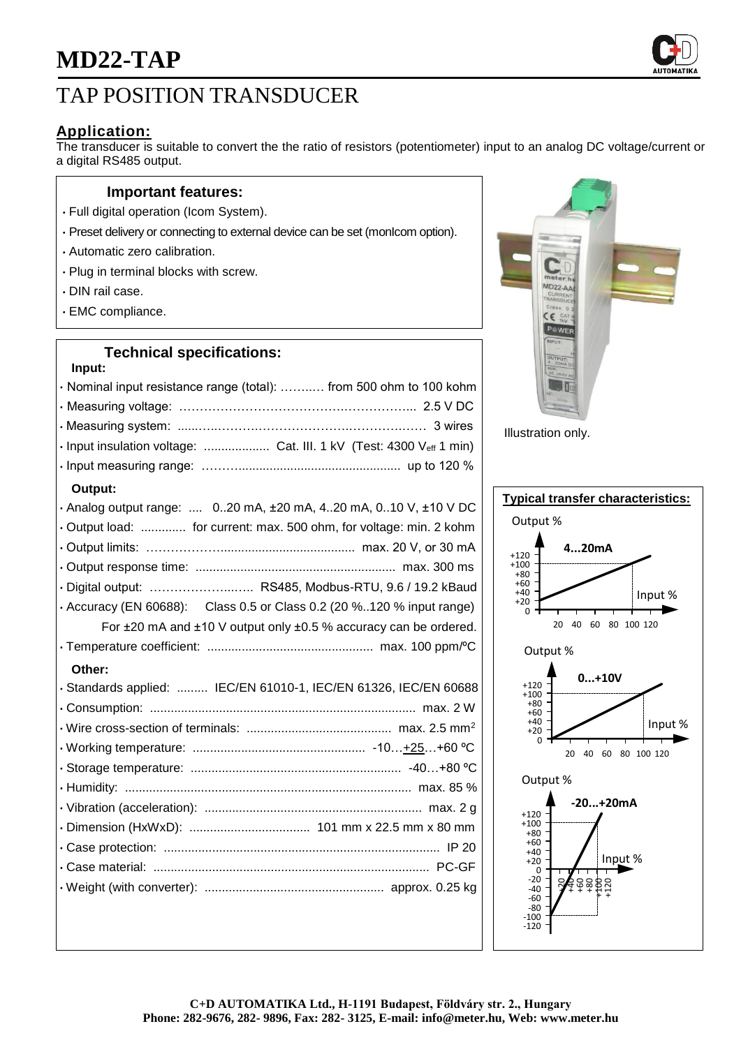# MD22-TAP

## TAP POSITION TRANSDUCER

### Application:

The transducer is suitable to convert the the ratio of resistors (potentiometer) input to an analog DC voltage/current or a digital RS485 output.

### Important features:

- Full digital operation (Icom System).
- Preset delivery or connecting to external device can be set (monIcom option).
- Automatic zero calibration.
- Plug in terminal blocks with screw.
- DIN rail case.
- EMC compliance.

### Technical specifications:

**Input:**

- Nominal input resistance range (total): ………… from 500 ohm to 100 kohm
- Measuring voltage: ………………………………………………… 2.5 V DC
- Measuring system: …………………………………………………… 3 wires
- Input insulation voltage: ................... Cat. III. 1 kV (Test: 4300 $V_{eff}$ 1 min)
- Input measuring range: ………............................................. up to 120 %

**Output:**

- Analog output range: .... 0..20 mA, ±20 mA, 4..20 mA, 0..10 V, ±10 V DC
- Output load: ............. for current: max. 500 ohm, for voltage: min. 2 kohm
- Output limits: ……………….................................... max. 20 V, or 30 mA
- Output response time: .......................................................... max. 300 ms
- Digital output: ……………………. RS485, Modbus-RTU, 9.6 / 19.2 kBaud
- Accuracy (EN 60688): Class 0.5 or Class 0.2 (20 %..120 % input range)
  For ±20 mA and ±10 V output only ±0.5 % accuracy can be ordered.
- Temperature coefficient: ................................................ max. 100 ppm/ºC

**Other:**

- Standards applied: ......... IEC/EN 61010-1, IEC/EN 61326, IEC/EN 60688
- Consumption: ............................................................................ max. 2 W
- Wire cross-section of terminals: .......................................... max. 2.5 mm²
- Working temperature: ................................................. -10…+25…+60 ºC
- Storage temperature: ............................................................ -40…+80 ºC
- Humidity: .................................................................................. max. 85 %
- Vibration (acceleration): ............................................................... max. 2 g
- Dimension (HxWxD): .................................. 101 mm x 22.5 mm x 80 mm
- Case protection: ................................................................................ IP 20
- Case material: ............................................................................... PC-GF
- Weight (with converter): ................................................... approx. 0.25 kg

Illustration only.

**Typical transfer characteristics:**

4...20mA

0...+10V

-20...+20mA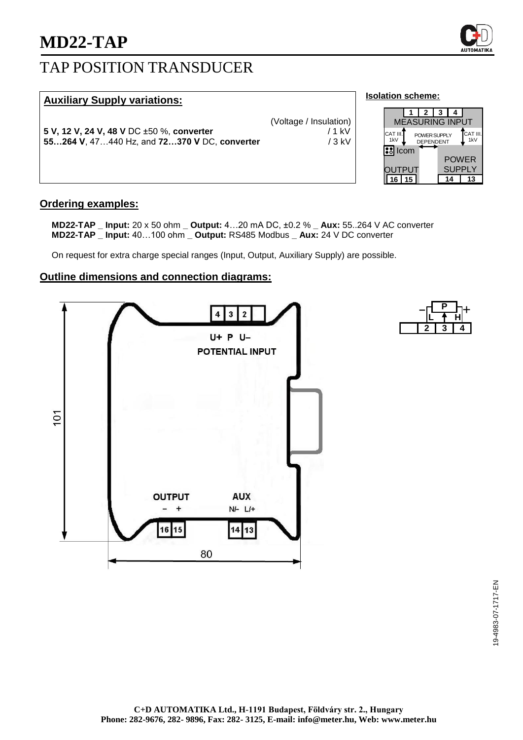# MD22-TAP

## TAP POSITION TRANSDUCER

### Auxiliary Supply variations:

| | (Voltage / Insulation) |
|---|---|
| **5 V, 12 V, 24 V, 48 V** DC ±50 %, **converter** | / 1 kV |
| **55…264 V**, 47…440 Hz, and **72…370 V** DC, **converter** | / 3 kV |

**Isolation scheme:**

1 2 3 4
MEASURING INPUT
CAT III. 1kV
POWER SUPPLY DEPENDENT
CAT III. 1kV
Icom
OUTPUT
16 15
POWER SUPPLY
14 13

### Ordering examples:

**MD22-TAP _ Input:** 20 x 50 ohm _ **Output:** 4…20 mA DC, ±0.2 % _ **Aux:** 55..264 V AC converter
**MD22-TAP _ Input:** 40…100 ohm _ **Output:** RS485 Modbus _ **Aux:** 24 V DC converter

On request for extra charge special ranges (Input, Output, Auxiliary Supply) are possible.

### Outline dimensions and connection diagrams:

4 3 2
U+ P U–
POTENTIAL INPUT
101
OUTPUT
– +
16 15
AUX
N/- L/+
14 13
80

– P +
L H
2 3 4

19-4983-07-1717-EN

**C+D AUTOMATIKA Ltd., H-1191 Budapest, Földváry str. 2., Hungary**
**Phone: 282-9676, 282- 9896, Fax: 282- 3125, E-mail: info@meter.hu, Web: www.meter.hu**